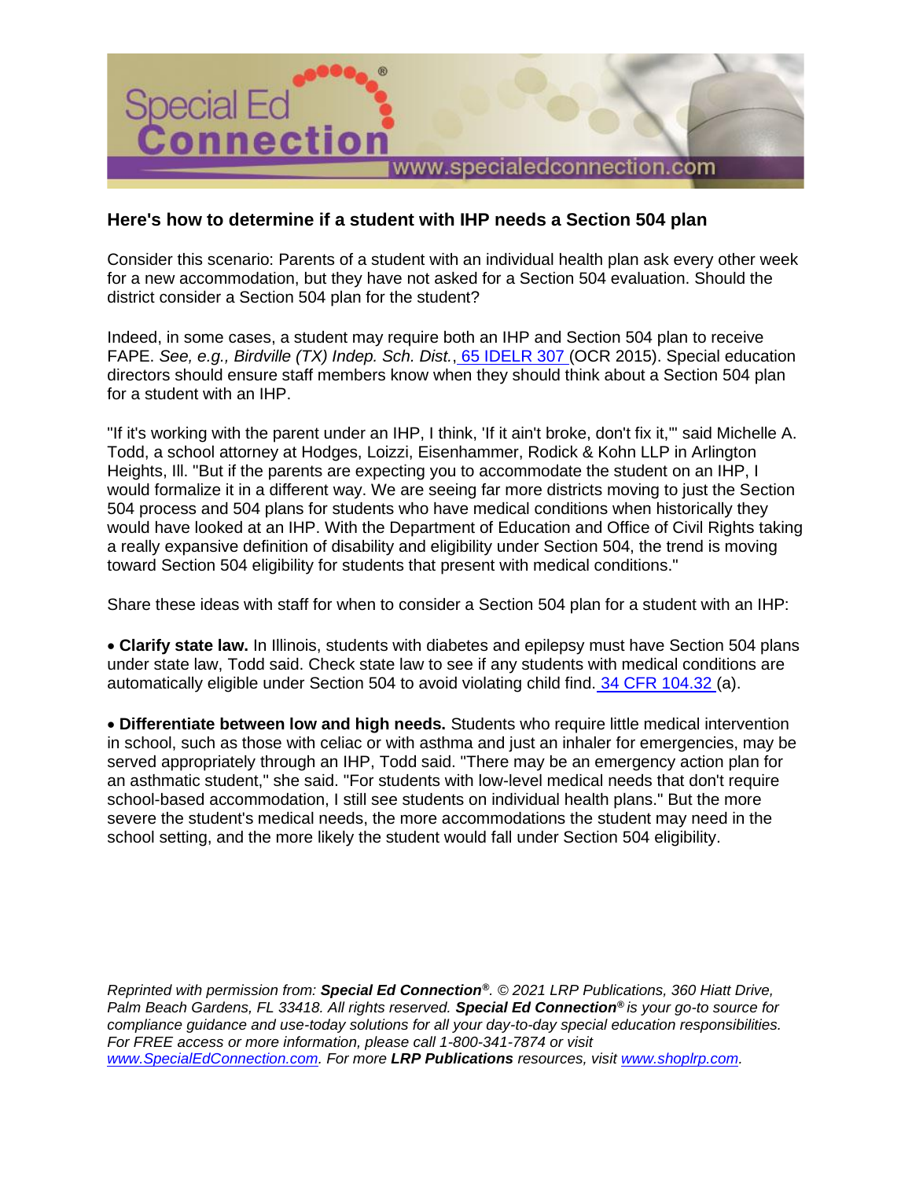## Here's how to determine if a student with IHP needs a Section 504 plan

Consider this scenario: Parents of a student with an individual health plan ask every other week for a new accommodation, but they have not asked for a Section 504 evaluation. Should the district consider a Section 504 plan for the student?

Indeed, in some cases, a student may require both an IHP and Section 504 plan to receive FAPE. *See, e.g., Birdville (TX) Indep. Sch. Dist.*, 65 IDELR 307 (OCR 2015). Special education directors should ensure staff members know when they should think about a Section 504 plan for a student with an IHP.

"If it's working with the parent under an IHP, I think, 'If it ain't broke, don't fix it,'" said Michelle A. Todd, a school attorney at Hodges, Loizzi, Eisenhammer, Rodick & Kohn LLP in Arlington Heights, Ill. "But if the parents are expecting you to accommodate the student on an IHP, I would formalize it in a different way. We are seeing far more districts moving to just the Section 504 process and 504 plans for students who have medical conditions when historically they would have looked at an IHP. With the Department of Education and Office of Civil Rights taking a really expansive definition of disability and eligibility under Section 504, the trend is moving toward Section 504 eligibility for students that present with medical conditions."

Share these ideas with staff for when to consider a Section 504 plan for a student with an IHP:

- **Clarify state law.** In Illinois, students with diabetes and epilepsy must have Section 504 plans under state law, Todd said. Check state law to see if any students with medical conditions are automatically eligible under Section 504 to avoid violating child find. 34 CFR 104.32 (a).

- **Differentiate between low and high needs.** Students who require little medical intervention in school, such as those with celiac or with asthma and just an inhaler for emergencies, may be served appropriately through an IHP, Todd said. "There may be an emergency action plan for an asthmatic student," she said. "For students with low-level medical needs that don't require school-based accommodation, I still see students on individual health plans." But the more severe the student's medical needs, the more accommodations the student may need in the school setting, and the more likely the student would fall under Section 504 eligibility.

*Reprinted with permission from: **Special Ed Connection®**. © 2021 LRP Publications, 360 Hiatt Drive, Palm Beach Gardens, FL 33418. All rights reserved. **Special Ed Connection®** is your go-to source for compliance guidance and use-today solutions for all your day-to-day special education responsibilities. For FREE access or more information, please call 1-800-341-7874 or visit www.SpecialEdConnection.com. For more **LRP Publications** resources, visit www.shoplrp.com.*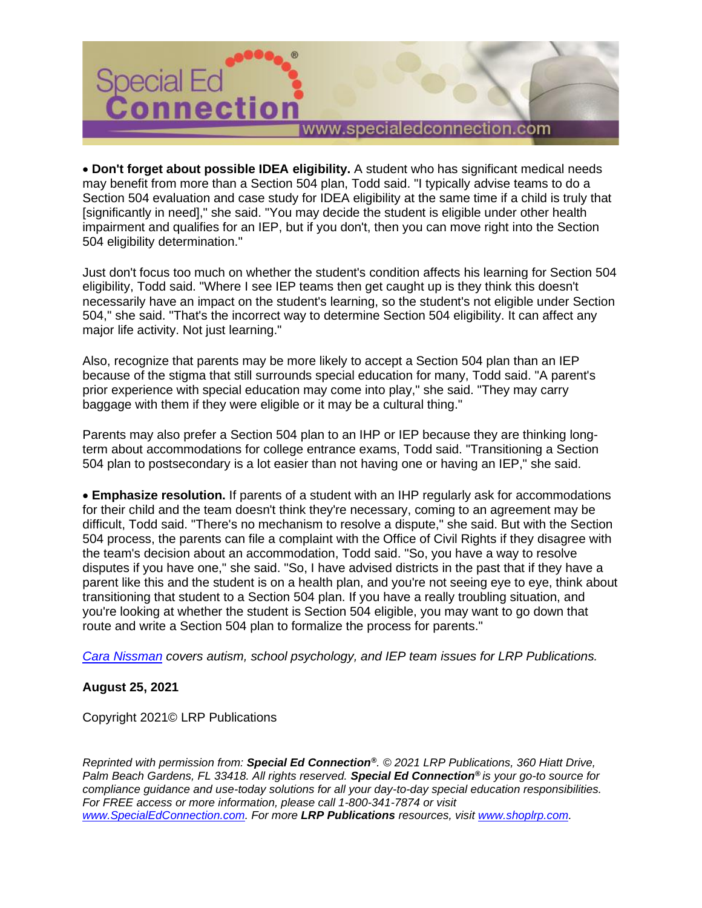• **Don't forget about possible IDEA eligibility.** A student who has significant medical needs may benefit from more than a Section 504 plan, Todd said. "I typically advise teams to do a Section 504 evaluation and case study for IDEA eligibility at the same time if a child is truly that [significantly in need]," she said. "You may decide the student is eligible under other health impairment and qualifies for an IEP, but if you don't, then you can move right into the Section 504 eligibility determination."

Just don't focus too much on whether the student's condition affects his learning for Section 504 eligibility, Todd said. "Where I see IEP teams then get caught up is they think this doesn't necessarily have an impact on the student's learning, so the student's not eligible under Section 504," she said. "That's the incorrect way to determine Section 504 eligibility. It can affect any major life activity. Not just learning."

Also, recognize that parents may be more likely to accept a Section 504 plan than an IEP because of the stigma that still surrounds special education for many, Todd said. "A parent's prior experience with special education may come into play," she said. "They may carry baggage with them if they were eligible or it may be a cultural thing."

Parents may also prefer a Section 504 plan to an IHP or IEP because they are thinking long-term about accommodations for college entrance exams, Todd said. "Transitioning a Section 504 plan to postsecondary is a lot easier than not having one or having an IEP," she said.

• **Emphasize resolution.** If parents of a student with an IHP regularly ask for accommodations for their child and the team doesn't think they're necessary, coming to an agreement may be difficult, Todd said. "There's no mechanism to resolve a dispute," she said. But with the Section 504 process, the parents can file a complaint with the Office of Civil Rights if they disagree with the team's decision about an accommodation, Todd said. "So, you have a way to resolve disputes if you have one," she said. "So, I have advised districts in the past that if they have a parent like this and the student is on a health plan, and you're not seeing eye to eye, think about transitioning that student to a Section 504 plan. If you have a really troubling situation, and you're looking at whether the student is Section 504 eligible, you may want to go down that route and write a Section 504 plan to formalize the process for parents."

*Cara Nissman covers autism, school psychology, and IEP team issues for LRP Publications.*

**August 25, 2021**

Copyright 2021© LRP Publications

*Reprinted with permission from:* ***Special Ed Connection®****. © 2021 LRP Publications, 360 Hiatt Drive, Palm Beach Gardens, FL 33418. All rights reserved.* ***Special Ed Connection®*** *is your go-to source for compliance guidance and use-today solutions for all your day-to-day special education responsibilities. For FREE access or more information, please call 1-800-341-7874 or visit www.SpecialEdConnection.com. For more* ***LRP Publications*** *resources, visit www.shoplrp.com.*